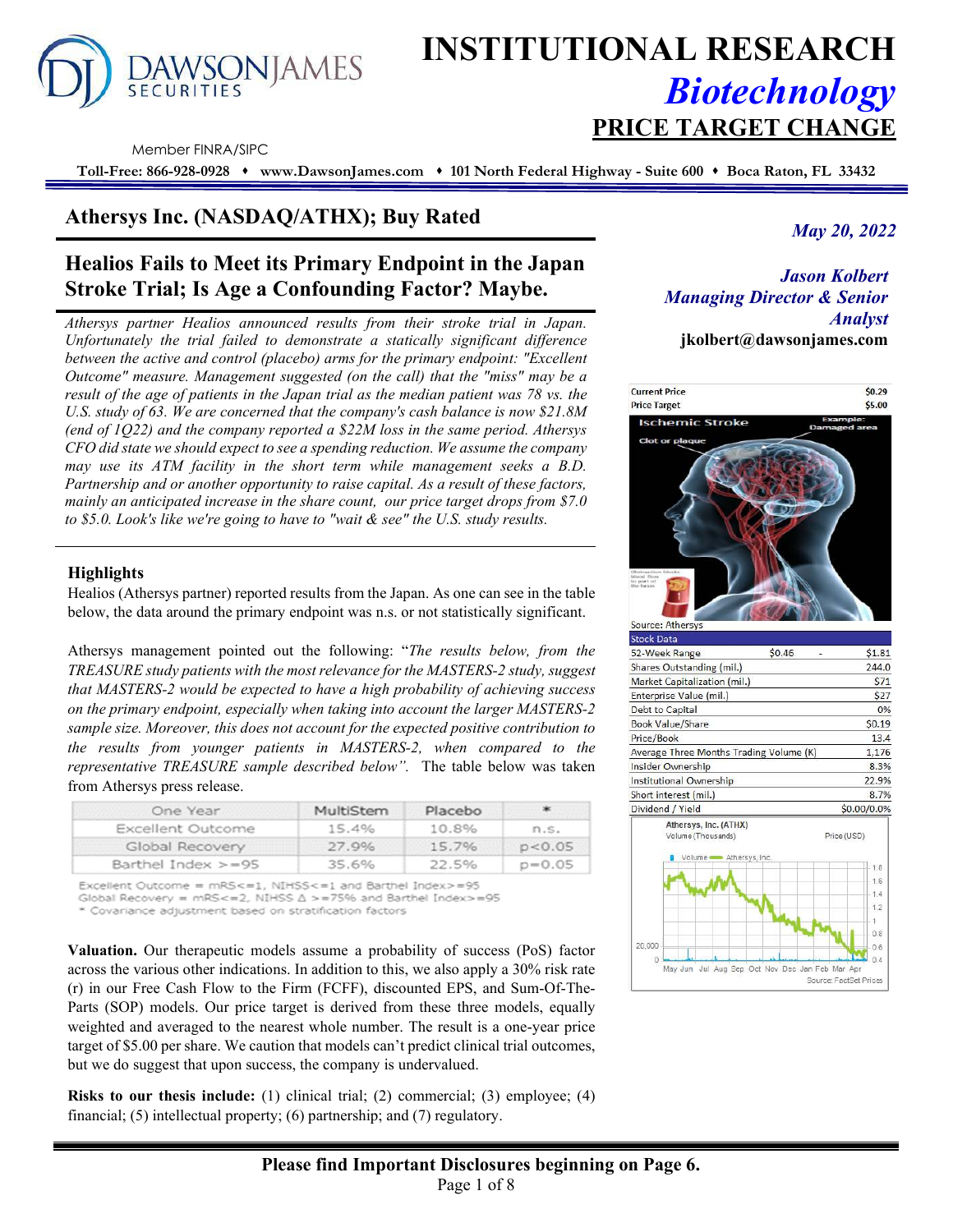# INSTITUTIONAL RESEARCH
## *Biotechnology*
## PRICE TARGET CHANGE

Member FINRA/SIPC

**Toll-Free: 866-928-0928 ♦ www.DawsonJames.com ♦ 101 North Federal Highway - Suite 600 ♦ Boca Raton, FL 33432**

## Athersys Inc. (NASDAQ/ATHX); Buy Rated

*May 20, 2022*

### Healios Fails to Meet its Primary Endpoint in the Japan Stroke Trial; Is Age a Confounding Factor? Maybe.

*Jason Kolbert*
*Managing Director & Senior Analyst*
**jkolbert@dawsonjames.com**

*Athersys partner Healios announced results from their stroke trial in Japan. Unfortunately the trial failed to demonstrate a statically significant difference between the active and control (placebo) arms for the primary endpoint: "Excellent Outcome" measure. Management suggested (on the call) that the "miss" may be a result of the age of patients in the Japan trial as the median patient was 78 vs. the U.S. study of 63. We are concerned that the company's cash balance is now $21.8M (end of 1Q22) and the company reported a $22M loss in the same period. Athersys CFO did state we should expect to see a spending reduction. We assume the company may use its ATM facility in the short term while management seeks a B.D. Partnership and or another opportunity to raise capital. As a result of these factors, mainly an anticipated increase in the share count, our price target drops from $7.0 to $5.0. Look's like we're going to have to "wait & see" the U.S. study results.*

| Current Price | $0.29 |
|---|---|
| Price Target | $5.00 |

Source: Athersys

| Stock Data | | |
|---|---|---|
| 52-Week Range | $0.46 - | $1.81 |
| Shares Outstanding (mil.) | | 244.0 |
| Market Capitalization (mil.) | | $71 |
| Enterprise Value (mil.) | | $27 |
| Debt to Capital | | 0% |
| Book Value/Share | | $0.19 |
| Price/Book | | 13.4 |
| Average Three Months Trading Volume (K) | | 1,176 |
| Insider Ownership | | 8.3% |
| Institutional Ownership | | 22.9% |
| Short interest (mil.) | | 8.7% |
| Dividend / Yield | | $0.00/0.0% |

Athersys, Inc. (ATHX) Volume (Thousands) / Price (USD)

Source: FactSet Prices

### Highlights

Healios (Athersys partner) reported results from the Japan. As one can see in the table below, the data around the primary endpoint was n.s. or not statistically significant.

Athersys management pointed out the following: "*The results below, from the TREASURE study patients with the most relevance for the MASTERS-2 study, suggest that MASTERS-2 would be expected to have a high probability of achieving success on the primary endpoint, especially when taking into account the larger MASTERS-2 sample size. Moreover, this does not account for the expected positive contribution to the results from younger patients in MASTERS-2, when compared to the representative TREASURE sample described below".* The table below was taken from Athersys press release.

| One Year | MultiStem | Placebo | * |
|---|---|---|---|
| Excellent Outcome | 15.4% | 10.8% | n.s. |
| Global Recovery | 27.9% | 15.7% | $p<0.05$ |
| Barthel Index >=95 | 35.6% | 22.5% | $p=0.05$ |

Excellent Outcome = mRS<=1, NIHSS<=1 and Barthel Index>=95
Global Recovery = mRS<=2, NIHSS Δ >=75% and Barthel Index>=95
* Covariance adjustment based on stratification factors

**Valuation.** Our therapeutic models assume a probability of success (PoS) factor across the various other indications. In addition to this, we also apply a 30% risk rate (r) in our Free Cash Flow to the Firm (FCFF), discounted EPS, and Sum-Of-The-Parts (SOP) models. Our price target is derived from these three models, equally weighted and averaged to the nearest whole number. The result is a one-year price target of $5.00 per share. We caution that models can't predict clinical trial outcomes, but we do suggest that upon success, the company is undervalued.

**Risks to our thesis include:** (1) clinical trial; (2) commercial; (3) employee; (4) financial; (5) intellectual property; (6) partnership; and (7) regulatory.

**Please find Important Disclosures beginning on Page 6.**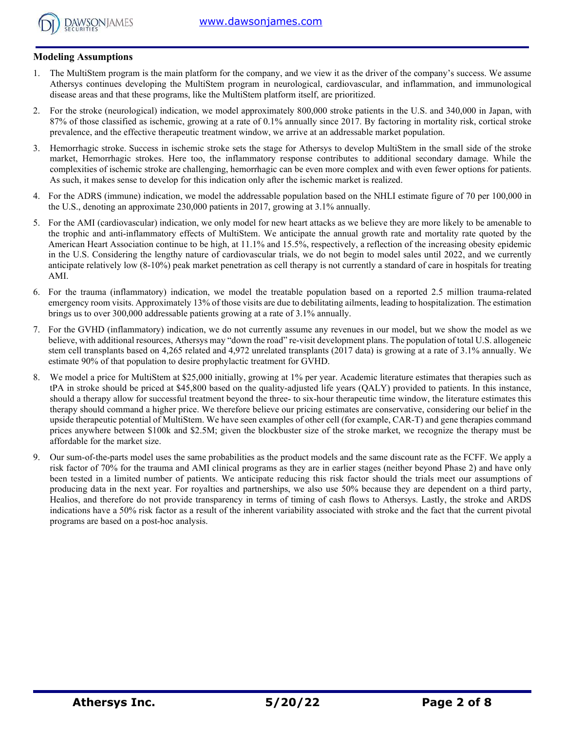## Modeling Assumptions

1. The MultiStem program is the main platform for the company, and we view it as the driver of the company's success. We assume Athersys continues developing the MultiStem program in neurological, cardiovascular, and inflammation, and immunological disease areas and that these programs, like the MultiStem platform itself, are prioritized.
2. For the stroke (neurological) indication, we model approximately 800,000 stroke patients in the U.S. and 340,000 in Japan, with 87% of those classified as ischemic, growing at a rate of 0.1% annually since 2017. By factoring in mortality risk, cortical stroke prevalence, and the effective therapeutic treatment window, we arrive at an addressable market population.
3. Hemorrhagic stroke. Success in ischemic stroke sets the stage for Athersys to develop MultiStem in the small side of the stroke market, Hemorrhagic strokes. Here too, the inflammatory response contributes to additional secondary damage. While the complexities of ischemic stroke are challenging, hemorrhagic can be even more complex and with even fewer options for patients. As such, it makes sense to develop for this indication only after the ischemic market is realized.
4. For the ADRS (immune) indication, we model the addressable population based on the NHLI estimate figure of 70 per 100,000 in the U.S., denoting an approximate 230,000 patients in 2017, growing at 3.1% annually.
5. For the AMI (cardiovascular) indication, we only model for new heart attacks as we believe they are more likely to be amenable to the trophic and anti-inflammatory effects of MultiStem. We anticipate the annual growth rate and mortality rate quoted by the American Heart Association continue to be high, at 11.1% and 15.5%, respectively, a reflection of the increasing obesity epidemic in the U.S. Considering the lengthy nature of cardiovascular trials, we do not begin to model sales until 2022, and we currently anticipate relatively low (8-10%) peak market penetration as cell therapy is not currently a standard of care in hospitals for treating AMI.
6. For the trauma (inflammatory) indication, we model the treatable population based on a reported 2.5 million trauma-related emergency room visits. Approximately 13% of those visits are due to debilitating ailments, leading to hospitalization. The estimation brings us to over 300,000 addressable patients growing at a rate of 3.1% annually.
7. For the GVHD (inflammatory) indication, we do not currently assume any revenues in our model, but we show the model as we believe, with additional resources, Athersys may "down the road" re-visit development plans. The population of total U.S. allogeneic stem cell transplants based on 4,265 related and 4,972 unrelated transplants (2017 data) is growing at a rate of 3.1% annually. We estimate 90% of that population to desire prophylactic treatment for GVHD.
8. We model a price for MultiStem at $25,000 initially, growing at 1% per year. Academic literature estimates that therapies such as tPA in stroke should be priced at $45,800 based on the quality-adjusted life years (QALY) provided to patients. In this instance, should a therapy allow for successful treatment beyond the three- to six-hour therapeutic time window, the literature estimates this therapy should command a higher price. We therefore believe our pricing estimates are conservative, considering our belief in the upside therapeutic potential of MultiStem. We have seen examples of other cell (for example, CAR-T) and gene therapies command prices anywhere between $100k and $2.5M; given the blockbuster size of the stroke market, we recognize the therapy must be affordable for the market size.
9. Our sum-of-the-parts model uses the same probabilities as the product models and the same discount rate as the FCFF. We apply a risk factor of 70% for the trauma and AMI clinical programs as they are in earlier stages (neither beyond Phase 2) and have only been tested in a limited number of patients. We anticipate reducing this risk factor should the trials meet our assumptions of producing data in the next year. For royalties and partnerships, we also use 50% because they are dependent on a third party, Healios, and therefore do not provide transparency in terms of timing of cash flows to Athersys. Lastly, the stroke and ARDS indications have a 50% risk factor as a result of the inherent variability associated with stroke and the fact that the current pivotal programs are based on a post-hoc analysis.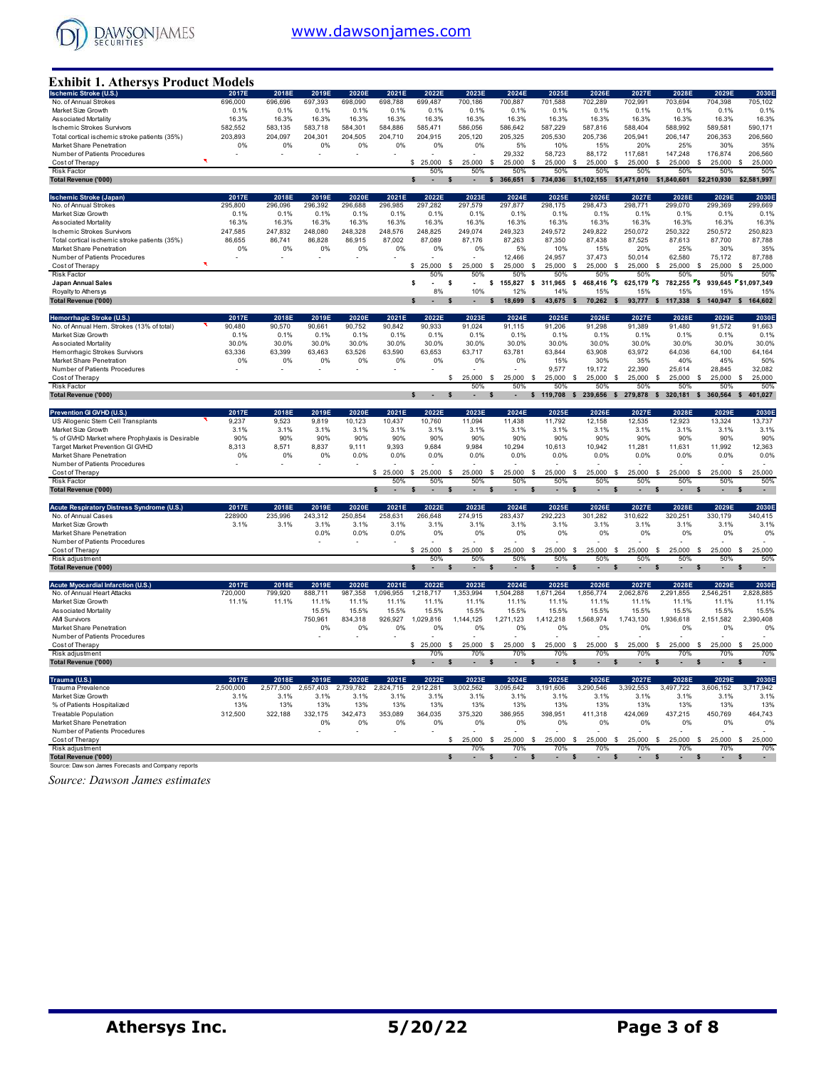## Exhibit 1. Athersys Product Models

| Ischemic Stroke (U.S.) | 2017E | 2018E | 2019E | 2020E | 2021E | 2022E | 2023E | 2024E | 2025E | 2026E | 2027E | 2028E | 2029E | 2030E |
|---|---|---|---|---|---|---|---|---|---|---|---|---|---|---|
| No. of Annual Strokes | 696,000 | 696,696 | 697,393 | 698,090 | 698,788 | 699,487 | 700,186 | 700,887 | 701,588 | 702,289 | 702,991 | 703,694 | 704,398 | 705,102 |
| Market Size Growth | 0.1% | 0.1% | 0.1% | 0.1% | 0.1% | 0.1% | 0.1% | 0.1% | 0.1% | 0.1% | 0.1% | 0.1% | 0.1% | 0.1% |
| Associated Mortality | 16.3% | 16.3% | 16.3% | 16.3% | 16.3% | 16.3% | 16.3% | 16.3% | 16.3% | 16.3% | 16.3% | 16.3% | 16.3% | 16.3% |
| Ischemic Strokes Survivors | 582,552 | 583,135 | 583,718 | 584,301 | 584,886 | 585,471 | 586,056 | 586,642 | 587,229 | 587,816 | 588,404 | 588,992 | 589,581 | 590,171 |
| Total cortical ischemic stroke patients (35%) | 203,893 | 204,097 | 204,301 | 204,505 | 204,710 | 204,915 | 205,120 | 205,325 | 205,530 | 205,736 | 205,941 | 206,147 | 206,353 | 206,560 |
| Market Share Penetration | 0% | 0% | 0% | 0% | 0% | 0% | 0% | 5% | 10% | 15% | 20% | 25% | 30% | 35% |
| Number of Patients Procedures | - | - | - | - | - | - | - | 29,332 | 58,723 | 88,172 | 117,681 | 147,248 | 176,874 | 206,560 |
| Cost of Therapy | | | | | | $ 25,000 | $ 25,000 | $ 25,000 | $ 25,000 | $ 25,000 | $ 25,000 | $ 25,000 | $ 25,000 | $ 25,000 |
| Risk Factor | | | | | | 50% | 50% | 50% | 50% | 50% | 50% | 50% | 50% | 50% |
| **Total Revenue ('000)** | | | | | | $ - | $ - | $ 366,651 | $ 734,036 | $1,102,155 | $1,471,010 | $1,840,601 | $2,210,930 | $2,581,997 |

| Ischemic Stroke (Japan) | 2017E | 2018E | 2019E | 2020E | 2021E | 2022E | 2023E | 2024E | 2025E | 2026E | 2027E | 2028E | 2029E | 2030E |
|---|---|---|---|---|---|---|---|---|---|---|---|---|---|---|
| No. of Annual Strokes | 295,800 | 296,096 | 296,392 | 296,688 | 296,985 | 297,282 | 297,579 | 297,877 | 298,175 | 298,473 | 298,771 | 299,070 | 299,369 | 299,669 |
| Market Size Growth | 0.1% | 0.1% | 0.1% | 0.1% | 0.1% | 0.1% | 0.1% | 0.1% | 0.1% | 0.1% | 0.1% | 0.1% | 0.1% | 0.1% |
| Associated Mortality | 16.3% | 16.3% | 16.3% | 16.3% | 16.3% | 16.3% | 16.3% | 16.3% | 16.3% | 16.3% | 16.3% | 16.3% | 16.3% | 16.3% |
| Ischemic Strokes Survivors | 247,585 | 247,832 | 248,080 | 248,328 | 248,576 | 248,825 | 249,074 | 249,323 | 249,572 | 249,822 | 250,072 | 250,322 | 250,572 | 250,823 |
| Total cortical ischemic stroke patients (35%) | 86,655 | 86,741 | 86,828 | 86,915 | 87,002 | 87,089 | 87,176 | 87,263 | 87,350 | 87,438 | 87,525 | 87,613 | 87,700 | 87,788 |
| Market Share Penetration | 0% | 0% | 0% | 0% | 0% | 0% | 0% | 5% | 10% | 15% | 20% | 25% | 30% | 35% |
| Number of Patients Procedures | - | - | - | - | - | - | - | 12,466 | 24,957 | 37,473 | 50,014 | 62,580 | 75,172 | 87,788 |
| Cost of Therapy | | | | | | $ 25,000 | $ 25,000 | $ 25,000 | $ 25,000 | $ 25,000 | $ 25,000 | $ 25,000 | $ 25,000 | $ 25,000 |
| Risk Factor | | | | | | 50% | 50% | 50% | 50% | 50% | 50% | 50% | 50% | 50% |
| **Japan Annual Sales** | | | | | | $ - | $ - | $ 155,827 | $ 311,965 | $ 468,416 | $ 625,179 | $ 782,255 | $ 939,645 | $1,097,349 |
| Royalty to Athersys | | | | | | 8% | 10% | 12% | 14% | 15% | 15% | 15% | 15% | 15% |
| **Total Revenue ('000)** | | | | | | $ - | $ - | $ 18,699 | $ 43,675 | $ 70,262 | $ 93,777 | $ 117,338 | $ 140,947 | $ 164,602 |

| Hemorrhagic Stroke (U.S.) | 2017E | 2018E | 2019E | 2020E | 2021E | 2022E | 2023E | 2024E | 2025E | 2026E | 2027E | 2028E | 2029E | 2030E |
|---|---|---|---|---|---|---|---|---|---|---|---|---|---|---|
| No. of Annual Hem. Strokes (13% of total) | 90,480 | 90,570 | 90,661 | 90,752 | 90,842 | 90,933 | 91,024 | 91,115 | 91,206 | 91,298 | 91,389 | 91,480 | 91,572 | 91,663 |
| Market Size Growth | 0.1% | 0.1% | 0.1% | 0.1% | 0.1% | 0.1% | 0.1% | 0.1% | 0.1% | 0.1% | 0.1% | 0.1% | 0.1% | 0.1% |
| Associated Mortality | 30.0% | 30.0% | 30.0% | 30.0% | 30.0% | 30.0% | 30.0% | 30.0% | 30.0% | 30.0% | 30.0% | 30.0% | 30.0% | 30.0% |
| Hemorrhagic Strokes Survivors | 63,336 | 63,399 | 63,463 | 63,526 | 63,590 | 63,653 | 63,717 | 63,781 | 63,844 | 63,908 | 63,972 | 64,036 | 64,100 | 64,164 |
| Market Share Penetration | 0% | 0% | 0% | 0% | 0% | 0% | 0% | 0% | 15% | 30% | 35% | 40% | 45% | 50% |
| Number of Patients Procedures | - | - | - | - | - | - | - | - | 9,577 | 19,172 | 22,390 | 25,614 | 28,845 | 32,082 |
| Cost of Therapy | | | | | | | $ 25,000 | $ 25,000 | $ 25,000 | $ 25,000 | $ 25,000 | $ 25,000 | $ 25,000 | $ 25,000 |
| Risk Factor | | | | | | | 50% | 50% | 50% | 50% | 50% | 50% | 50% | 50% |
| **Total Revenue ('000)** | | | | | | $ - | $ - | $ - | $ 119,708 | $ 239,656 | $ 279,878 | $ 320,181 | $ 360,564 | $ 401,027 |

| Prevention GI GVHD (U.S.) | 2017E | 2018E | 2019E | 2020E | 2021E | 2022E | 2023E | 2024E | 2025E | 2026E | 2027E | 2028E | 2029E | 2030E |
|---|---|---|---|---|---|---|---|---|---|---|---|---|---|---|
| US Allogenic Stem Cell Transplants | 9,237 | 9,523 | 9,819 | 10,123 | 10,437 | 10,760 | 11,094 | 11,438 | 11,792 | 12,158 | 12,535 | 12,923 | 13,324 | 13,737 |
| Market Size Growth | 3.1% | 3.1% | 3.1% | 3.1% | 3.1% | 3.1% | 3.1% | 3.1% | 3.1% | 3.1% | 3.1% | 3.1% | 3.1% | 3.1% |
| % of GVHD Market where Prophylaxis is Desirable | 90% | 90% | 90% | 90% | 90% | 90% | 90% | 90% | 90% | 90% | 90% | 90% | 90% | 90% |
| Target Market Prevention GI GVHD | 8,313 | 8,571 | 8,837 | 9,111 | 9,393 | 9,684 | 9,984 | 10,294 | 10,613 | 10,942 | 11,281 | 11,631 | 11,992 | 12,363 |
| Market Share Penetration | 0% | 0% | 0% | 0.0% | 0.0% | 0.0% | 0.0% | 0.0% | 0.0% | 0.0% | 0.0% | 0.0% | 0.0% | 0.0% |
| Number of Patients Procedures | - | - | - | - | - | - | - | - | - | - | - | - | - | - |
| Cost of Therapy | | | | | $ 25,000 | $ 25,000 | $ 25,000 | $ 25,000 | $ 25,000 | $ 25,000 | $ 25,000 | $ 25,000 | $ 25,000 | $ 25,000 |
| Risk Factor | | | | | 50% | 50% | 50% | 50% | 50% | 50% | 50% | 50% | 50% | 50% |
| **Total Revenue ('000)** | | | | $ - | $ - | $ - | $ - | $ - | $ - | $ - | $ - | $ - | $ - | $ - |

| Acute Respiratory Distress Syndrome (U.S.) | 2017E | 2018E | 2019E | 2020E | 2021E | 2022E | 2023E | 2024E | 2025E | 2026E | 2027E | 2028E | 2029E | 2030E |
|---|---|---|---|---|---|---|---|---|---|---|---|---|---|---|
| No. of Annual Cases | 228900 | 235,996 | 243,312 | 250,854 | 258,631 | 266,648 | 274,915 | 283,437 | 292,223 | 301,282 | 310,622 | 320,251 | 330,179 | 340,415 |
| Market Size Growth | 3.1% | 3.1% | 3.1% | 3.1% | 3.1% | 3.1% | 3.1% | 3.1% | 3.1% | 3.1% | 3.1% | 3.1% | 3.1% | 3.1% |
| Market Share Penetration | | | 0.0% | 0.0% | 0.0% | 0% | 0% | 0% | 0% | 0% | 0% | 0% | 0% | 0% |
| Number of Patients Procedures | | | - | - | - | - | - | - | - | - | - | - | - | - |
| Cost of Therapy | | | | | | $ 25,000 | $ 25,000 | $ 25,000 | $ 25,000 | $ 25,000 | $ 25,000 | $ 25,000 | $ 25,000 | $ 25,000 |
| Risk adjustment | | | | | | 50% | 50% | 50% | 50% | 50% | 50% | 50% | 50% | 50% |
| **Total Revenue ('000)** | | | | | | $ - | $ - | $ - | $ - | $ - | $ - | $ - | $ - | $ - |

| Acute Myocardial Infarction (U.S.) | 2017E | 2018E | 2019E | 2020E | 2021E | 2022E | 2023E | 2024E | 2025E | 2026E | 2027E | 2028E | 2029E | 2030E |
|---|---|---|---|---|---|---|---|---|---|---|---|---|---|---|
| No. of Annual Heart Attacks | 720,000 | 799,920 | 888,711 | 987,358 | 1,096,955 | 1,218,717 | 1,353,994 | 1,504,288 | 1,671,264 | 1,856,774 | 2,062,876 | 2,291,855 | 2,546,251 | 2,828,885 |
| Market Size Growth | 11.1% | 11.1% | 11.1% | 11.1% | 11.1% | 11.1% | 11.1% | 11.1% | 11.1% | 11.1% | 11.1% | 11.1% | 11.1% | 11.1% |
| Associated Mortality | | | 15.5% | 15.5% | 15.5% | 15.5% | 15.5% | 15.5% | 15.5% | 15.5% | 15.5% | 15.5% | 15.5% | 15.5% |
| AMI Survivors | | | 750,961 | 834,318 | 926,927 | 1,029,816 | 1,144,125 | 1,271,123 | 1,412,218 | 1,568,974 | 1,743,130 | 1,936,618 | 2,151,582 | 2,390,408 |
| Market Share Penetration | | | 0% | 0% | 0% | 0% | 0% | 0% | 0% | 0% | 0% | 0% | 0% | 0% |
| Number of Patients Procedures | | | - | - | - | - | - | - | - | - | - | - | - | - |
| Cost of Therapy | | | | | | $ 25,000 | $ 25,000 | $ 25,000 | $ 25,000 | $ 25,000 | $ 25,000 | $ 25,000 | $ 25,000 | $ 25,000 |
| Risk adjustment | | | | | | 70% | 70% | 70% | 70% | 70% | 70% | 70% | 70% | 70% |
| **Total Revenue ('000)** | | | | | | $ - | $ - | $ - | $ - | $ - | $ - | $ - | $ - | $ - |

| Trauma (U.S.) | 2017E | 2018E | 2019E | 2020E | 2021E | 2022E | 2023E | 2024E | 2025E | 2026E | 2027E | 2028E | 2029E | 2030E |
|---|---|---|---|---|---|---|---|---|---|---|---|---|---|---|
| Trauma Prevalence | 2,500,000 | 2,577,500 | 2,657,403 | 2,739,782 | 2,824,715 | 2,912,281 | 3,002,562 | 3,095,642 | 3,191,606 | 3,290,546 | 3,392,553 | 3,497,722 | 3,606,152 | 3,717,942 |
| Market Size Growth | 3.1% | 3.1% | 3.1% | 3.1% | 3.1% | 3.1% | 3.1% | 3.1% | 3.1% | 3.1% | 3.1% | 3.1% | 3.1% | 3.1% |
| % of Patients Hospitalized | 13% | 13% | 13% | 13% | 13% | 13% | 13% | 13% | 13% | 13% | 13% | 13% | 13% | 13% |
| Treatable Population | 312,500 | 322,188 | 332,175 | 342,473 | 353,089 | 364,035 | 375,320 | 386,955 | 398,951 | 411,318 | 424,069 | 437,215 | 450,769 | 464,743 |
| Market Share Penetration | | | 0% | 0% | 0% | 0% | 0% | 0% | 0% | 0% | 0% | 0% | 0% | 0% |
| Number of Patients Procedures | | | - | - | - | - | - | - | - | - | - | - | - | - |
| Cost of Therapy | | | | | | | $ 25,000 | $ 25,000 | $ 25,000 | $ 25,000 | $ 25,000 | $ 25,000 | $ 25,000 | $ 25,000 |
| Risk adjustment | | | | | | | 70% | 70% | 70% | 70% | 70% | 70% | 70% | 70% |
| **Total Revenue ('000)** | | | | | | | $ - | $ - | $ - | $ - | $ - | $ - | $ - | $ - |

Source: Dawson James Forecasts and Company reports

*Source: Dawson James estimates*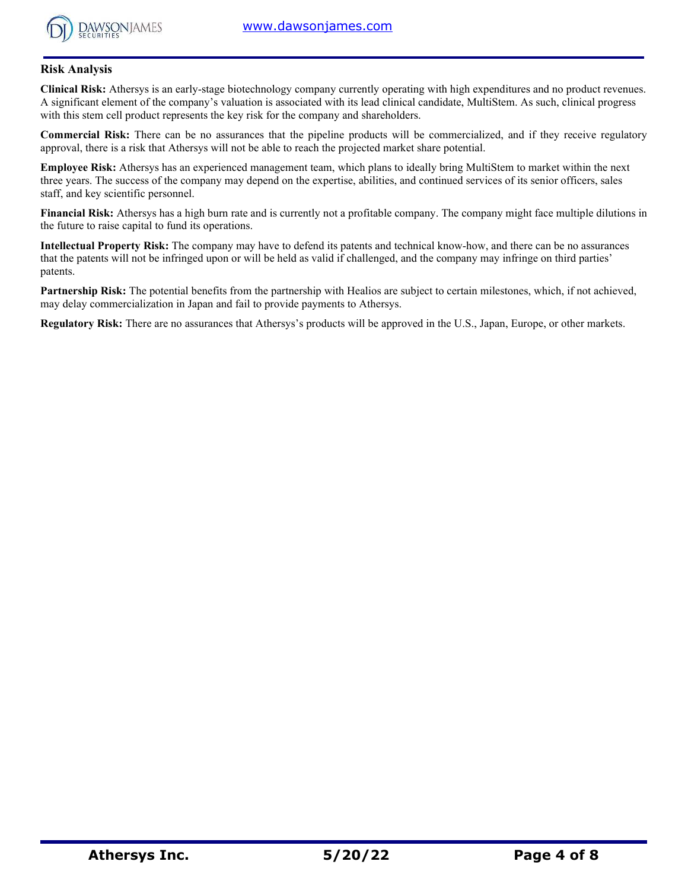## Risk Analysis

**Clinical Risk:** Athersys is an early-stage biotechnology company currently operating with high expenditures and no product revenues. A significant element of the company's valuation is associated with its lead clinical candidate, MultiStem. As such, clinical progress with this stem cell product represents the key risk for the company and shareholders.

**Commercial Risk:** There can be no assurances that the pipeline products will be commercialized, and if they receive regulatory approval, there is a risk that Athersys will not be able to reach the projected market share potential.

**Employee Risk:** Athersys has an experienced management team, which plans to ideally bring MultiStem to market within the next three years. The success of the company may depend on the expertise, abilities, and continued services of its senior officers, sales staff, and key scientific personnel.

**Financial Risk:** Athersys has a high burn rate and is currently not a profitable company. The company might face multiple dilutions in the future to raise capital to fund its operations.

**Intellectual Property Risk:** The company may have to defend its patents and technical know-how, and there can be no assurances that the patents will not be infringed upon or will be held as valid if challenged, and the company may infringe on third parties' patents.

**Partnership Risk:** The potential benefits from the partnership with Healios are subject to certain milestones, which, if not achieved, may delay commercialization in Japan and fail to provide payments to Athersys.

**Regulatory Risk:** There are no assurances that Athersys's products will be approved in the U.S., Japan, Europe, or other markets.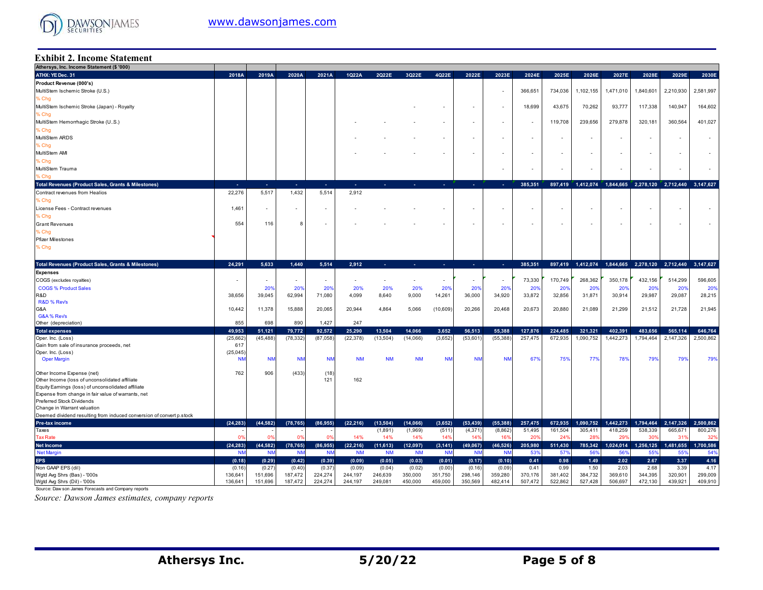## Exhibit 2. Income Statement

| Athersys, Inc. Income Statement ($ '000) | | | | | | | | | | | | | | | | | |
|---|---|---|---|---|---|---|---|---|---|---|---|---|---|---|---|---|---|
| ATHX: YE Dec. 31 | 2018A | 2019A | 2020A | 2021A | 1Q22A | 2Q22E | 3Q22E | 4Q22E | 2022E | 2023E | 2024E | 2025E | 2026E | 2027E | 2028E | 2029E | 2030E |
| **Product Revenue (000's)** | | | | | | | | | | | | | | | | | |
| MultiStem Ischemic Stroke (U.S.) | | | | | | | | | | - | 366,651 | 734,036 | 1,102,155 | 1,471,010 | 1,840,601 | 2,210,930 | 2,581,997 |
| % Chg | | | | | | | | | | | | | | | | | |
| MultiStem Ischemic Stroke (Japan) - Royalty | | | | | | | - | - | - | - | 18,699 | 43,675 | 70,262 | 93,777 | 117,338 | 140,947 | 164,602 |
| % Chg | | | | | | | | | | | | | | | | | |
| MultiStem Hemorrhagic Stroke (U..S.) | | | | | - | - | - | - | - | - | - | 119,708 | 239,656 | 279,878 | 320,181 | 360,564 | 401,027 |
| % Chg | | | | | | | | | | | | | | | | | |
| MultiStem ARDS | | | | | - | - | - | - | - | - | - | - | - | - | - | - | - |
| % Chg | | | | | | | | | | | | | | | | | |
| MultiStem AMI | | | | | - | - | - | - | - | - | - | - | - | - | - | - | - |
| % Chg | | | | | | | | | | | | | | | | | |
| MultiStem Trauma | | | | | | | | | | - | - | - | - | - | - | - | - |
| % Chg | | | | | | | | | | | | | | | | | |
| **Total Revenues (Product Sales, Grants & Milestones)** | - | - | - | - | - | - | - | - | - | - | 385,351 | 897,419 | 1,412,074 | 1,844,665 | 2,278,120 | 2,712,440 | 3,147,627 |
| Contract revenues from Healios | 22,276 | 5,517 | 1,432 | 5,514 | 2,912 | | | | | | | | | | | | |
| % Chg | | | | | | | | | | | | | | | | | |
| License Fees - Contract revenues | 1,461 | - | - | - | - | - | - | - | - | - | - | - | - | - | - | - | - |
| % Chg | | | | | | | | | | | | | | | | | |
| Grant Revenues | 554 | 116 | 8 | - | - | - | - | - | - | - | - | - | - | - | - | - | - |
| % Chg | | | | | | | | | | | | | | | | | |
| Pfizer Milestones | | | | | | | | | | | | | | | | | |
| % Chg | | | | | | | | | | | | | | | | | |
| **Total Revenues (Product Sales, Grants & Milestones)** | 24,291 | 5,633 | 1,440 | 5,514 | 2,912 | - | - | - | - | - | 385,351 | 897,419 | 1,412,074 | 1,844,665 | 2,278,120 | 2,712,440 | 3,147,627 |
| **Expenses** | | | | | | | | | | | | | | | | | |
| COGS (excludes royalties) | - | - | - | - | - | - | - | - | - | - | 73,330 | 170,749 | 268,362 | 350,178 | 432,156 | 514,299 | 596,605 |
| COGS % Product Sales | | 20% | 20% | 20% | 20% | 20% | 20% | 20% | 20% | 20% | 20% | 20% | 20% | 20% | 20% | 20% | 20% |
| R&D | 38,656 | 39,045 | 62,994 | 71,080 | 4,099 | 8,640 | 9,000 | 14,261 | 36,000 | 34,920 | 33,872 | 32,856 | 31,871 | 30,914 | 29,987 | 29,087 | 28,215 |
| R&D % Rev's | | | | | | | | | | | | | | | | | |
| G&A | 10,442 | 11,378 | 15,888 | 20,065 | 20,944 | 4,864 | 5,066 | (10,609) | 20,266 | 20,468 | 20,673 | 20,880 | 21,089 | 21,299 | 21,512 | 21,728 | 21,945 |
| G&A % Rev's | | | | | | | | | | | | | | | | | |
| Other (depreciation) | 855 | 698 | 890 | 1,427 | 247 | | | | | | | | | | | | |
| **Total expenses** | 49,953 | 51,121 | 79,772 | 92,572 | 25,290 | 13,504 | 14,066 | 3,652 | 56,513 | 55,388 | 127,876 | 224,485 | 321,321 | 402,391 | 483,656 | 565,114 | 646,764 |
| Oper. Inc. (Loss) | (25,662) | (45,488) | (78,332) | (87,058) | (22,378) | (13,504) | (14,066) | (3,652) | (53,601) | (55,388) | 257,475 | 672,935 | 1,090,752 | 1,442,273 | 1,794,464 | 2,147,326 | 2,500,862 |
| Gain from sale of insurance proceeds, net | 617 | | | | | | | | | | | | | | | | |
| Oper. Inc. (Loss) | (25,045) | | | | | | | | | | | | | | | | |
| Oper Margin | NM | NM | NM | NM | NM | NM | NM | NM | NM | NM | 67% | 75% | 77% | 78% | 79% | 79% | 79% |
| Other Income Expense (net) | 762 | 906 | (433) | (18) | | | | | | | | | | | | | |
| Other Income (loss of unconsolidated affiliate | | | | 121 | 162 | | | | | | | | | | | | |
| Equity Earnings (loss) of unconsolidated affiliate | | | | | | | | | | | | | | | | | |
| Expense from change in fair value of warrants, net | | | | | | | | | | | | | | | | | |
| Preferred Stock Dividends | | | | | | | | | | | | | | | | | |
| Change in Warrant valuation | | | | | | | | | | | | | | | | | |
| Deemed dividend resulting from induced conversion of convert p.stock | | | | | | | | | | | | | | | | | |
| **Pre-tax income** | (24,283) | (44,582) | (78,765) | (86,955) | (22,216) | (13,504) | (14,066) | (3,652) | (53,439) | (55,388) | 257,475 | 672,935 | 1,090,752 | 1,442,273 | 1,794,464 | 2,147,326 | 2,500,862 |
| Taxes | - | - | - | - | | (1,891) | (1,969) | (511) | (4,371) | (8,862) | 51,495 | 161,504 | 305,411 | 418,259 | 538,339 | 665,671 | 800,276 |
| Tax Rate | 0% | 0% | 0% | 0% | 14% | 14% | 14% | 14% | 14% | 16% | 20% | 24% | 28% | 29% | 30% | 31% | 32% |
| **Net Income** | (24,283) | (44,582) | (78,765) | (86,955) | (22,216) | (11,613) | (12,097) | (3,141) | (49,067) | (46,526) | 205,980 | 511,430 | 785,342 | 1,024,014 | 1,256,125 | 1,481,655 | 1,700,586 |
| Net Margin | NM | NM | NM | NM | NM | NM | NM | NM | NM | NM | 53% | 57% | 56% | 56% | 55% | 55% | 54% |
| **EPS** | (0.18) | (0.29) | (0.42) | (0.39) | (0.09) | (0.05) | (0.03) | (0.01) | (0.17) | (0.10) | 0.41 | 0.98 | 1.49 | 2.02 | 2.67 | 3.37 | 4.16 |
| Non GAAP EPS (dil) | (0.16) | (0.27) | (0.40) | (0.37) | (0.09) | (0.04) | (0.02) | (0.00) | (0.16) | (0.09) | 0.41 | 0.99 | 1.50 | 2.03 | 2.68 | 3.39 | 4.17 |
| Wgtd Avg Shrs (Bas) - '000s | 136,641 | 151,696 | 187,472 | 224,274 | 244,197 | 246,639 | 350,000 | 351,750 | 298,146 | 359,280 | 370,176 | 381,402 | 384,732 | 369,610 | 344,395 | 320,901 | 299,009 |
| Wgtd Avg Shrs (Dil) - '000s | 136,641 | 151,696 | 187,472 | 224,274 | 244,197 | 249,081 | 450,000 | 459,000 | 350,569 | 482,414 | 507,472 | 522,862 | 527,428 | 506,697 | 472,130 | 439,921 | 409,910 |

Source: Dawson James Forecasts and Company reports

*Source: Dawson James estimates, company reports*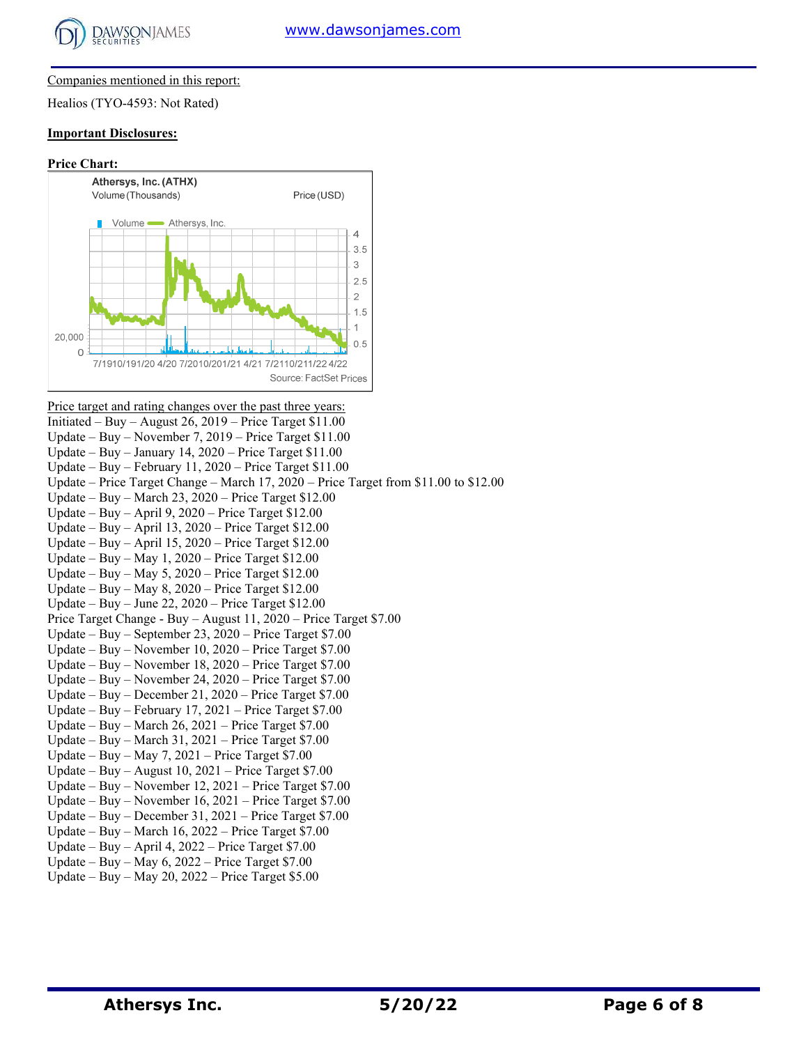Companies mentioned in this report:

Healios (TYO-4593: Not Rated)

**Important Disclosures:**

**Price Chart:**

Athersys, Inc. (ATHX)
Volume (Thousands) Price (USD)

Volume Athersys, Inc.

Source: FactSet Prices

Price target and rating changes over the past three years:

Initiated – Buy – August 26, 2019 – Price Target $11.00
Update – Buy – November 7, 2019 – Price Target $11.00
Update – Buy – January 14, 2020 – Price Target $11.00
Update – Buy – February 11, 2020 – Price Target $11.00
Update – Price Target Change – March 17, 2020 – Price Target from $11.00 to $12.00
Update – Buy – March 23, 2020 – Price Target $12.00
Update – Buy – April 9, 2020 – Price Target $12.00
Update – Buy – April 13, 2020 – Price Target $12.00
Update – Buy – April 15, 2020 – Price Target $12.00
Update – Buy – May 1, 2020 – Price Target $12.00
Update – Buy – May 5, 2020 – Price Target $12.00
Update – Buy – May 8, 2020 – Price Target $12.00
Update – Buy – June 22, 2020 – Price Target $12.00
Price Target Change - Buy – August 11, 2020 – Price Target $7.00
Update – Buy – September 23, 2020 – Price Target $7.00
Update – Buy – November 10, 2020 – Price Target $7.00
Update – Buy – November 18, 2020 – Price Target $7.00
Update – Buy – November 24, 2020 – Price Target $7.00
Update – Buy – December 21, 2020 – Price Target $7.00
Update – Buy – February 17, 2021 – Price Target $7.00
Update – Buy – March 26, 2021 – Price Target $7.00
Update – Buy – March 31, 2021 – Price Target $7.00
Update – Buy – May 7, 2021 – Price Target $7.00
Update – Buy – August 10, 2021 – Price Target $7.00
Update – Buy – November 12, 2021 – Price Target $7.00
Update – Buy – November 16, 2021 – Price Target $7.00
Update – Buy – December 31, 2021 – Price Target $7.00
Update – Buy – March 16, 2022 – Price Target $7.00
Update – Buy – April 4, 2022 – Price Target $7.00
Update – Buy – May 6, 2022 – Price Target $7.00
Update – Buy – May 20, 2022 – Price Target $5.00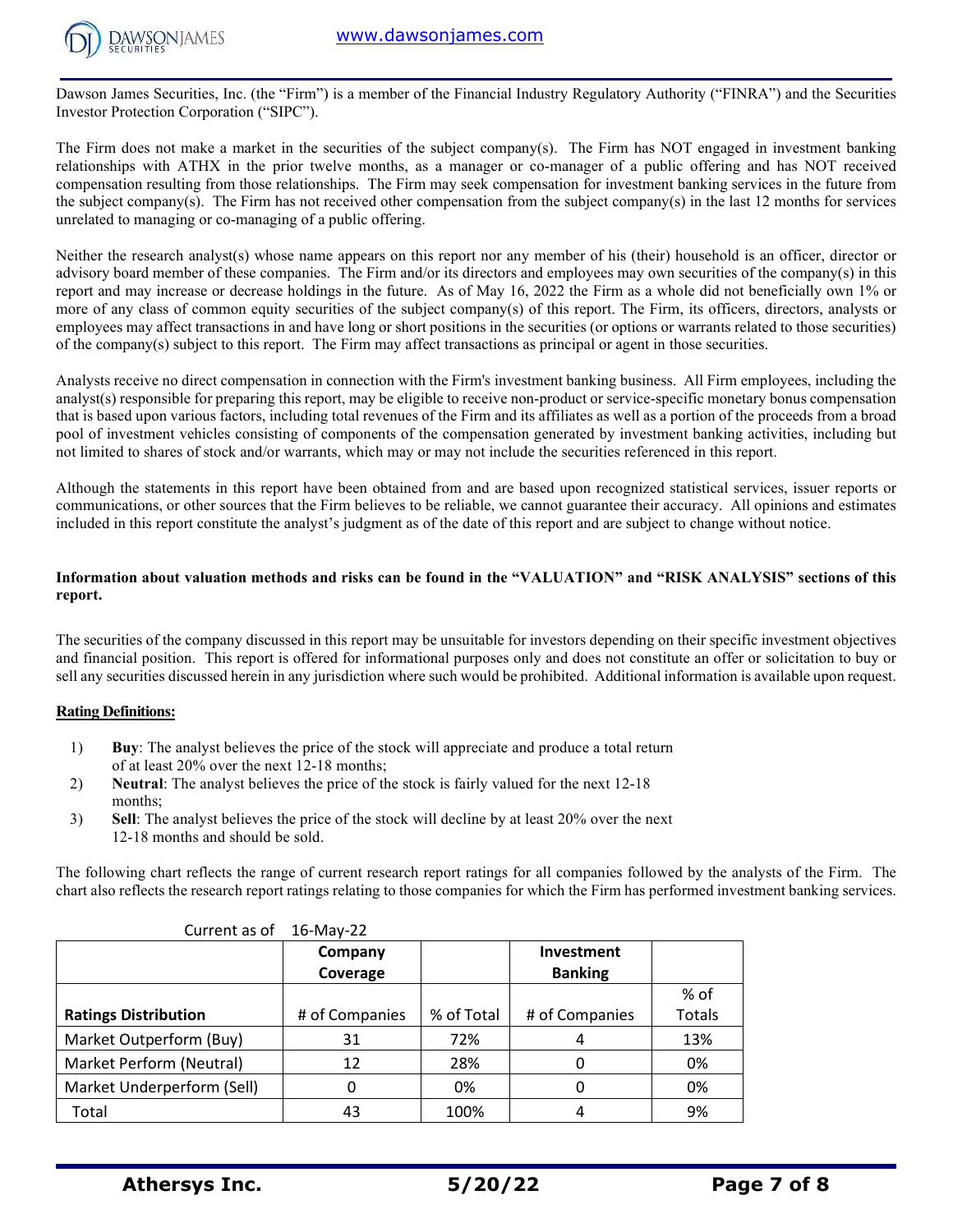Dawson James Securities, Inc. (the "Firm") is a member of the Financial Industry Regulatory Authority ("FINRA") and the Securities Investor Protection Corporation ("SIPC").

The Firm does not make a market in the securities of the subject company(s). The Firm has NOT engaged in investment banking relationships with ATHX in the prior twelve months, as a manager or co-manager of a public offering and has NOT received compensation resulting from those relationships. The Firm may seek compensation for investment banking services in the future from the subject company(s). The Firm has not received other compensation from the subject company(s) in the last 12 months for services unrelated to managing or co-managing of a public offering.

Neither the research analyst(s) whose name appears on this report nor any member of his (their) household is an officer, director or advisory board member of these companies. The Firm and/or its directors and employees may own securities of the company(s) in this report and may increase or decrease holdings in the future. As of May 16, 2022 the Firm as a whole did not beneficially own 1% or more of any class of common equity securities of the subject company(s) of this report. The Firm, its officers, directors, analysts or employees may affect transactions in and have long or short positions in the securities (or options or warrants related to those securities) of the company(s) subject to this report. The Firm may affect transactions as principal or agent in those securities.

Analysts receive no direct compensation in connection with the Firm's investment banking business. All Firm employees, including the analyst(s) responsible for preparing this report, may be eligible to receive non-product or service-specific monetary bonus compensation that is based upon various factors, including total revenues of the Firm and its affiliates as well as a portion of the proceeds from a broad pool of investment vehicles consisting of components of the compensation generated by investment banking activities, including but not limited to shares of stock and/or warrants, which may or may not include the securities referenced in this report.

Although the statements in this report have been obtained from and are based upon recognized statistical services, issuer reports or communications, or other sources that the Firm believes to be reliable, we cannot guarantee their accuracy. All opinions and estimates included in this report constitute the analyst's judgment as of the date of this report and are subject to change without notice.

**Information about valuation methods and risks can be found in the "VALUATION" and "RISK ANALYSIS" sections of this report.**

The securities of the company discussed in this report may be unsuitable for investors depending on their specific investment objectives and financial position. This report is offered for informational purposes only and does not constitute an offer or solicitation to buy or sell any securities discussed herein in any jurisdiction where such would be prohibited. Additional information is available upon request.

**Rating Definitions:**

1) **Buy**: The analyst believes the price of the stock will appreciate and produce a total return of at least 20% over the next 12-18 months;
2) **Neutral**: The analyst believes the price of the stock is fairly valued for the next 12-18 months;
3) **Sell**: The analyst believes the price of the stock will decline by at least 20% over the next 12-18 months and should be sold.

The following chart reflects the range of current research report ratings for all companies followed by the analysts of the Firm. The chart also reflects the research report ratings relating to those companies for which the Firm has performed investment banking services.

Current as of 16-May-22

| | Company Coverage | | Investment Banking | |
|---|---|---|---|---|
| **Ratings Distribution** | # of Companies | % of Total | # of Companies | % of Totals |
| Market Outperform (Buy) | 31 | 72% | 4 | 13% |
| Market Perform (Neutral) | 12 | 28% | 0 | 0% |
| Market Underperform (Sell) | 0 | 0% | 0 | 0% |
| Total | 43 | 100% | 4 | 9% |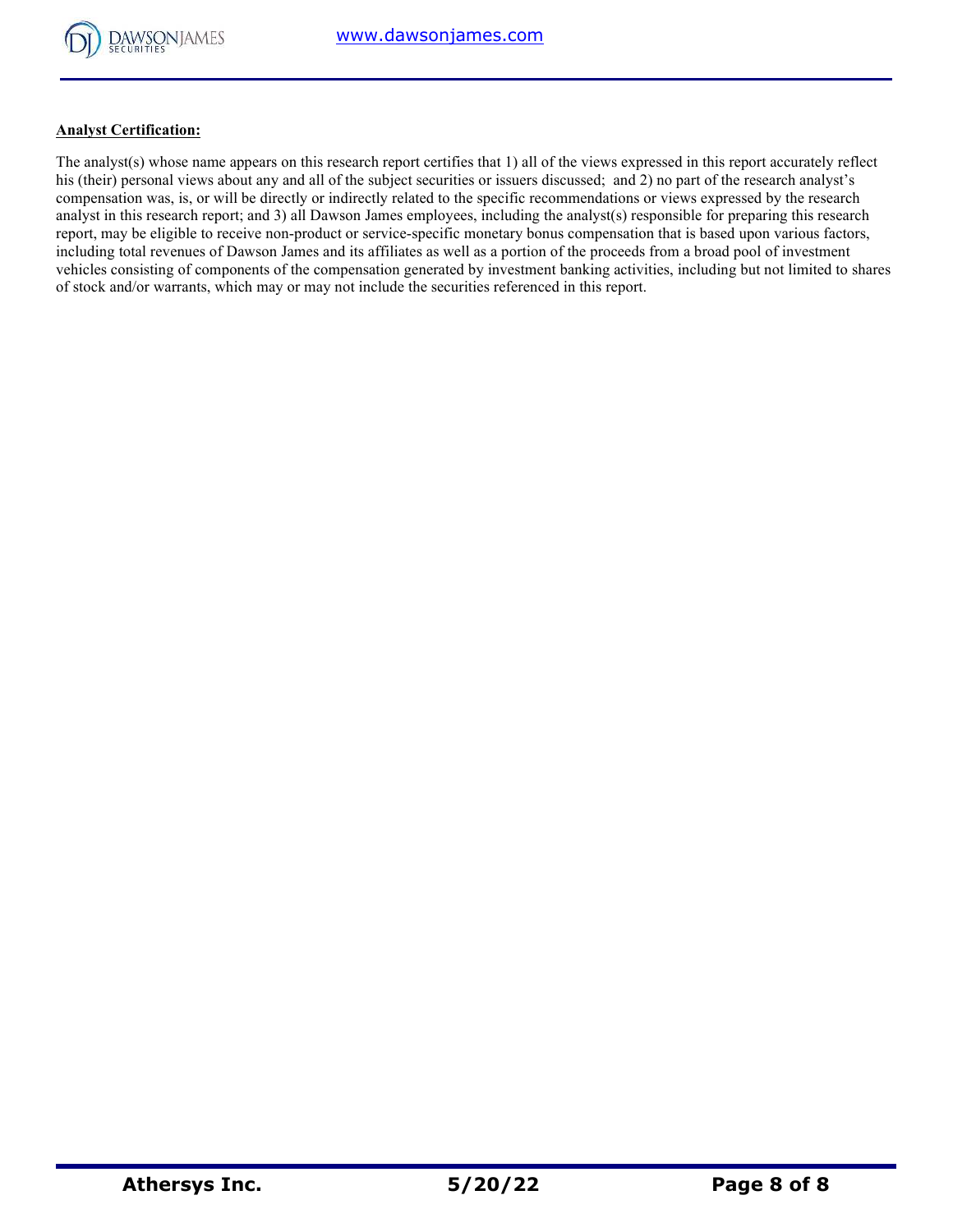**Analyst Certification:**

The analyst(s) whose name appears on this research report certifies that 1) all of the views expressed in this report accurately reflect his (their) personal views about any and all of the subject securities or issuers discussed; and 2) no part of the research analyst's compensation was, is, or will be directly or indirectly related to the specific recommendations or views expressed by the research analyst in this research report; and 3) all Dawson James employees, including the analyst(s) responsible for preparing this research report, may be eligible to receive non-product or service-specific monetary bonus compensation that is based upon various factors, including total revenues of Dawson James and its affiliates as well as a portion of the proceeds from a broad pool of investment vehicles consisting of components of the compensation generated by investment banking activities, including but not limited to shares of stock and/or warrants, which may or may not include the securities referenced in this report.